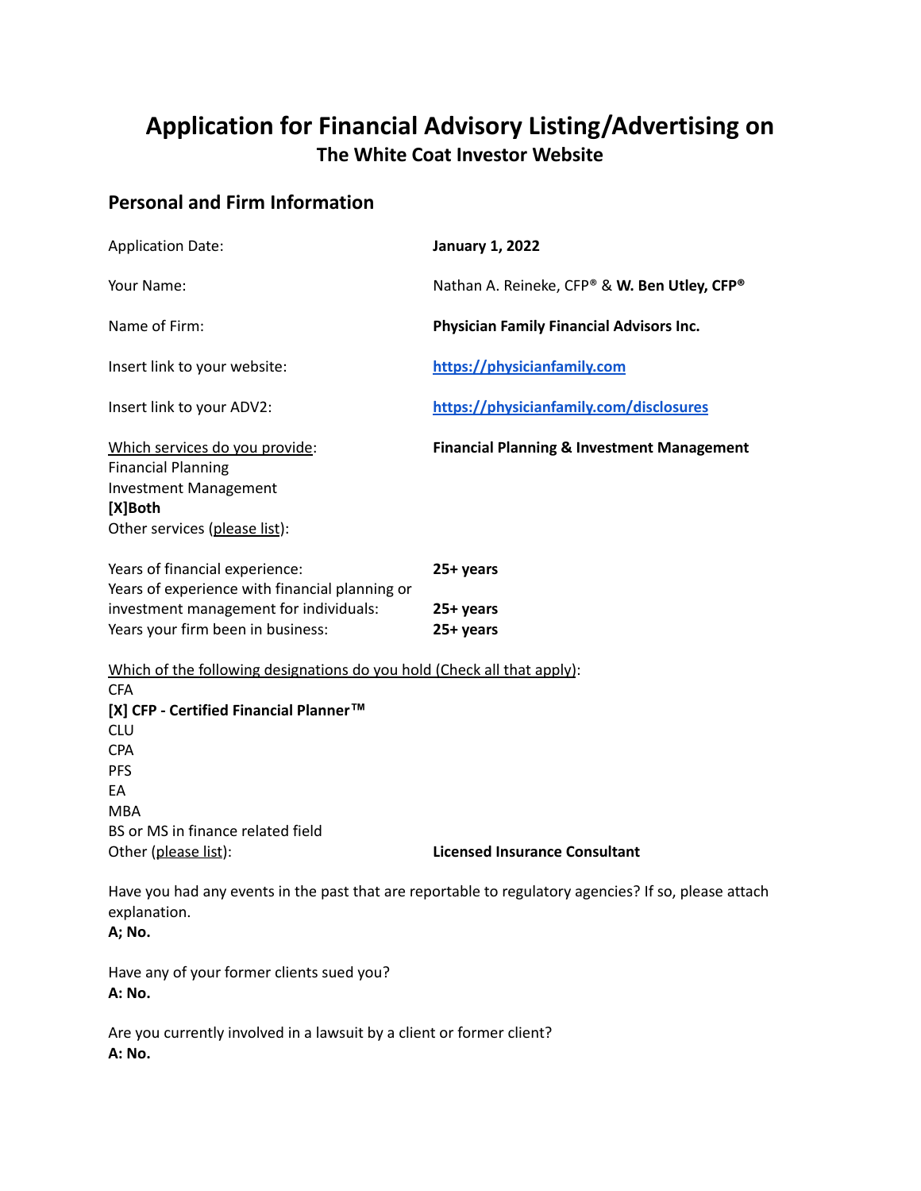# Application for Financial Advisory Listing/Advertising on
## The White Coat Investor Website

## Personal and Firm Information

| | |
|---|---|
| Application Date: | **January 1, 2022** |
| Your Name: | Nathan A. Reineke, CFP® & **W. Ben Utley, CFP®** |
| Name of Firm: | **Physician Family Financial Advisors Inc.** |
| Insert link to your website: | **[https://physicianfamily.com](https://physicianfamily.com)** |
| Insert link to your ADV2: | **[https://physicianfamily.com/disclosures](https://physicianfamily.com/disclosures)** |

Which services do you provide:
Financial Planning
Investment Management
**[X]Both**
Other services (please list):

**Financial Planning & Investment Management**

Years of financial experience: **25+ years**
Years of experience with financial planning or investment management for individuals: **25+ years**
Years your firm been in business: **25+ years**

Which of the following designations do you hold (Check all that apply):
CFA
**[X] CFP - Certified Financial Planner™**
CLU
CPA
PFS
EA
MBA
BS or MS in finance related field
Other (please list): **Licensed Insurance Consultant**

Have you had any events in the past that are reportable to regulatory agencies? If so, please attach explanation.
**A; No.**

Have any of your former clients sued you?
**A: No.**

Are you currently involved in a lawsuit by a client or former client?
**A: No.**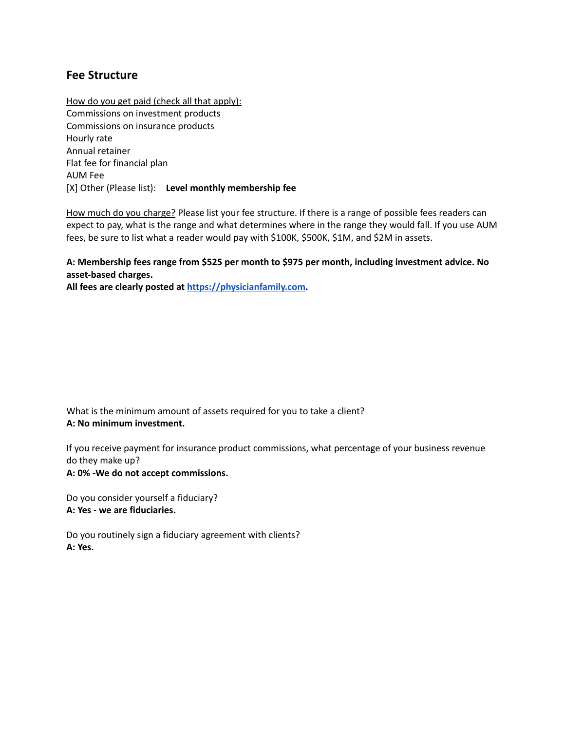## Fee Structure

<u>How do you get paid (check all that apply):</u>
Commissions on investment products
Commissions on insurance products
Hourly rate
Annual retainer
Flat fee for financial plan
AUM Fee
[X] Other (Please list): **Level monthly membership fee**

<u>How much do you charge?</u> Please list your fee structure. If there is a range of possible fees readers can expect to pay, what is the range and what determines where in the range they would fall. If you use AUM fees, be sure to list what a reader would pay with $100K, $500K, $1M, and $2M in assets.

**A: Membership fees range from $525 per month to $975 per month, including investment advice. No asset-based charges.**
**All fees are clearly posted at [https://physicianfamily.com](https://physicianfamily.com).**

What is the minimum amount of assets required for you to take a client?
**A: No minimum investment.**

If you receive payment for insurance product commissions, what percentage of your business revenue do they make up?
**A: 0% -We do not accept commissions.**

Do you consider yourself a fiduciary?
**A: Yes - we are fiduciaries.**

Do you routinely sign a fiduciary agreement with clients?
**A: Yes.**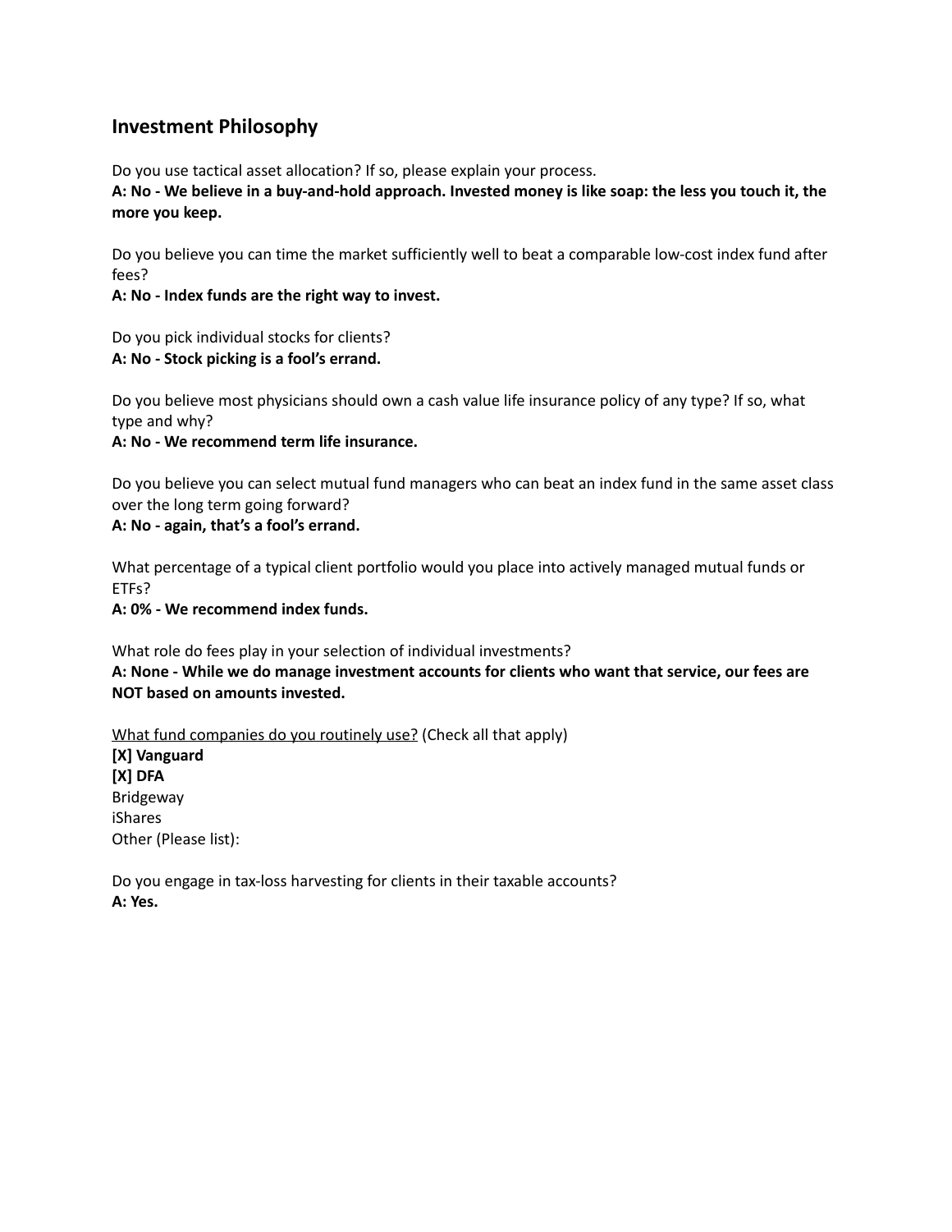## Investment Philosophy

Do you use tactical asset allocation? If so, please explain your process.
**A: No - We believe in a buy-and-hold approach. Invested money is like soap: the less you touch it, the more you keep.**

Do you believe you can time the market sufficiently well to beat a comparable low-cost index fund after fees?
**A: No - Index funds are the right way to invest.**

Do you pick individual stocks for clients?
**A: No - Stock picking is a fool's errand.**

Do you believe most physicians should own a cash value life insurance policy of any type? If so, what type and why?
**A: No - We recommend term life insurance.**

Do you believe you can select mutual fund managers who can beat an index fund in the same asset class over the long term going forward?
**A: No - again, that's a fool's errand.**

What percentage of a typical client portfolio would you place into actively managed mutual funds or ETFs?
**A: 0% - We recommend index funds.**

What role do fees play in your selection of individual investments?
**A: None - While we do manage investment accounts for clients who want that service, our fees are NOT based on amounts invested.**

<u>What fund companies do you routinely use?</u> (Check all that apply)
**[X] Vanguard**
**[X] DFA**
Bridgeway
iShares
Other (Please list):

Do you engage in tax-loss harvesting for clients in their taxable accounts?
**A: Yes.**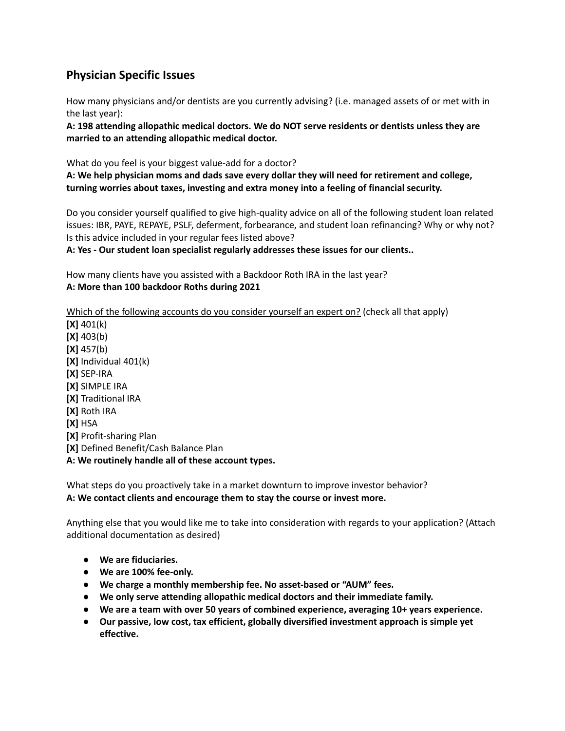## Physician Specific Issues

How many physicians and/or dentists are you currently advising? (i.e. managed assets of or met with in the last year):

**A: 198 attending allopathic medical doctors. We do NOT serve residents or dentists unless they are married to an attending allopathic medical doctor.**

What do you feel is your biggest value-add for a doctor?

**A: We help physician moms and dads save every dollar they will need for retirement and college, turning worries about taxes, investing and extra money into a feeling of financial security.**

Do you consider yourself qualified to give high-quality advice on all of the following student loan related issues: IBR, PAYE, REPAYE, PSLF, deferment, forbearance, and student loan refinancing? Why or why not? Is this advice included in your regular fees listed above?

**A: Yes - Our student loan specialist regularly addresses these issues for our clients..**

How many clients have you assisted with a Backdoor Roth IRA in the last year?

**A: More than 100 backdoor Roths during 2021**

<u>Which of the following accounts do you consider yourself an expert on?</u> (check all that apply)

**[X]** 401(k)
**[X]** 403(b)
**[X]** 457(b)
**[X]** Individual 401(k)
**[X]** SEP-IRA
**[X]** SIMPLE IRA
**[X]** Traditional IRA
**[X]** Roth IRA
**[X]** HSA
**[X]** Profit-sharing Plan
**[X]** Defined Benefit/Cash Balance Plan
**A: We routinely handle all of these account types.**

What steps do you proactively take in a market downturn to improve investor behavior?

**A: We contact clients and encourage them to stay the course or invest more.**

Anything else that you would like me to take into consideration with regards to your application? (Attach additional documentation as desired)

- **We are fiduciaries.**
- **We are 100% fee-only.**
- **We charge a monthly membership fee. No asset-based or "AUM" fees.**
- **We only serve attending allopathic medical doctors and their immediate family.**
- **We are a team with over 50 years of combined experience, averaging 10+ years experience.**
- **Our passive, low cost, tax efficient, globally diversified investment approach is simple yet effective.**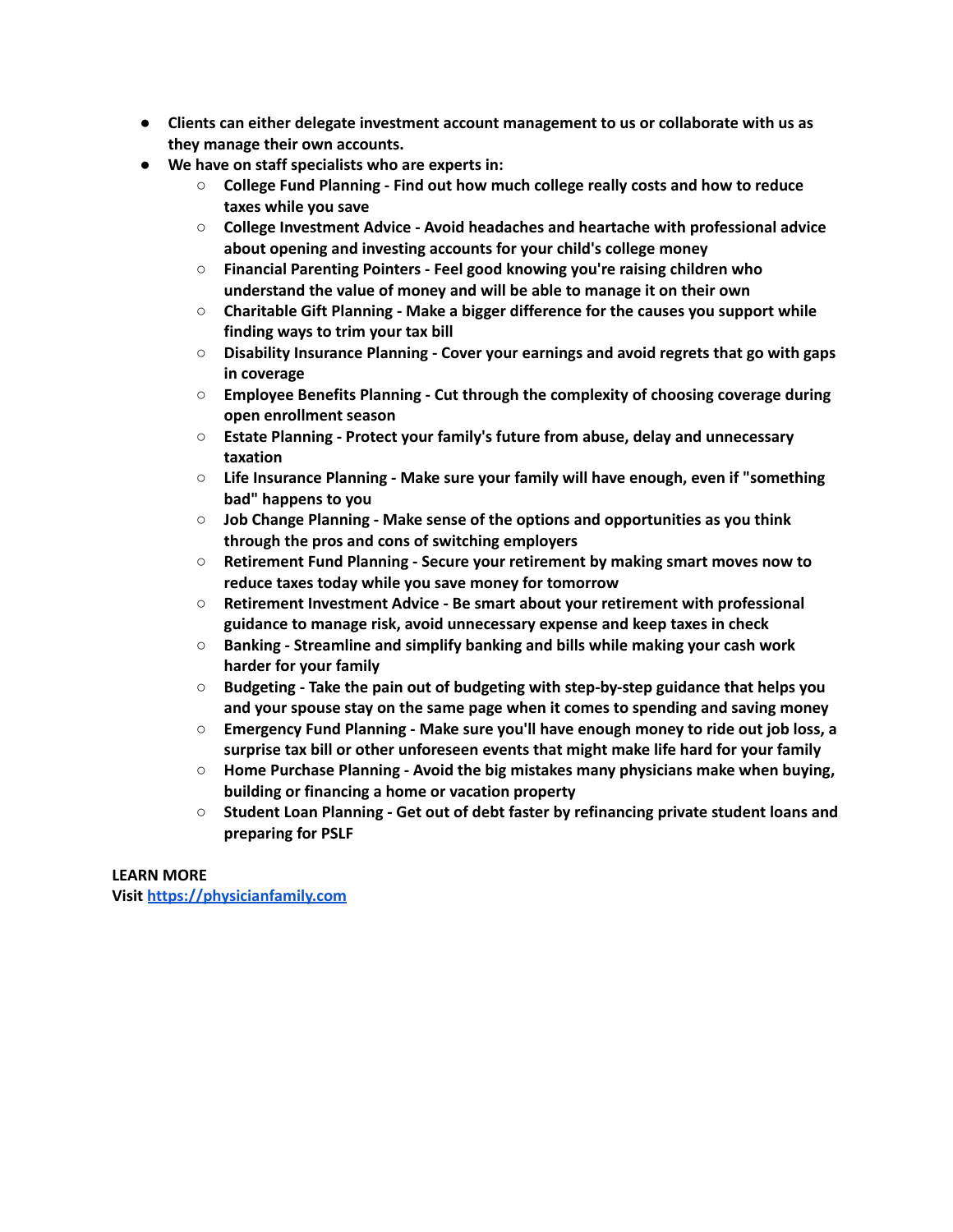- **Clients can either delegate investment account management to us or collaborate with us as they manage their own accounts.**
- **We have on staff specialists who are experts in:**
    - **College Fund Planning - Find out how much college really costs and how to reduce taxes while you save**
    - **College Investment Advice - Avoid headaches and heartache with professional advice about opening and investing accounts for your child's college money**
    - **Financial Parenting Pointers - Feel good knowing you're raising children who understand the value of money and will be able to manage it on their own**
    - **Charitable Gift Planning - Make a bigger difference for the causes you support while finding ways to trim your tax bill**
    - **Disability Insurance Planning - Cover your earnings and avoid regrets that go with gaps in coverage**
    - **Employee Benefits Planning - Cut through the complexity of choosing coverage during open enrollment season**
    - **Estate Planning - Protect your family's future from abuse, delay and unnecessary taxation**
    - **Life Insurance Planning - Make sure your family will have enough, even if "something bad" happens to you**
    - **Job Change Planning - Make sense of the options and opportunities as you think through the pros and cons of switching employers**
    - **Retirement Fund Planning - Secure your retirement by making smart moves now to reduce taxes today while you save money for tomorrow**
    - **Retirement Investment Advice - Be smart about your retirement with professional guidance to manage risk, avoid unnecessary expense and keep taxes in check**
    - **Banking - Streamline and simplify banking and bills while making your cash work harder for your family**
    - **Budgeting - Take the pain out of budgeting with step-by-step guidance that helps you and your spouse stay on the same page when it comes to spending and saving money**
    - **Emergency Fund Planning - Make sure you'll have enough money to ride out job loss, a surprise tax bill or other unforeseen events that might make life hard for your family**
    - **Home Purchase Planning - Avoid the big mistakes many physicians make when buying, building or financing a home or vacation property**
    - **Student Loan Planning - Get out of debt faster by refinancing private student loans and preparing for PSLF**

**LEARN MORE**
**Visit [https://physicianfamily.com](https://physicianfamily.com)**